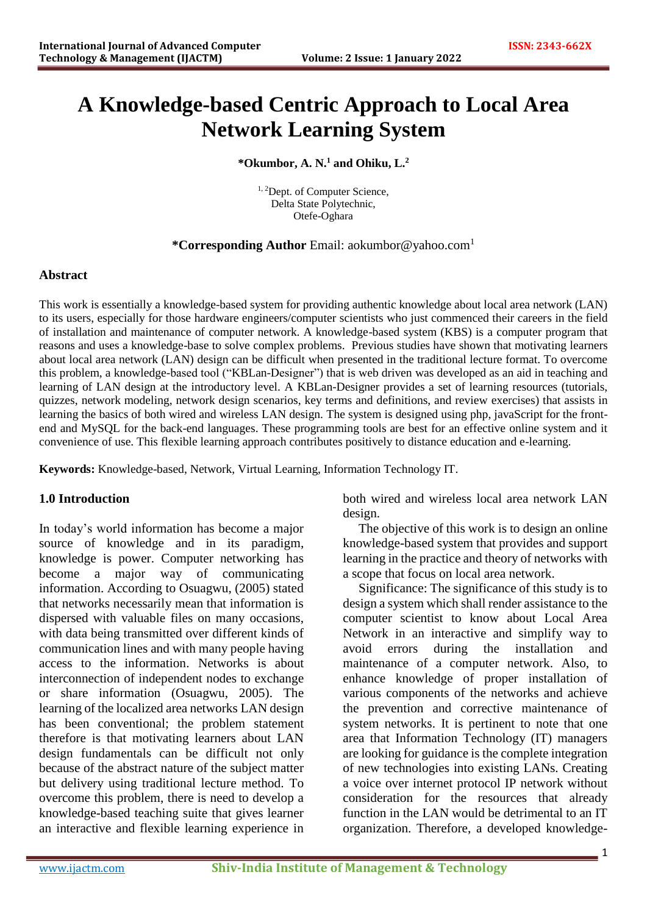# A Knowledge-based Centric Approach to Local Area Network Learning System

**\*Okumbor, A. N.[1] and Ohiku, L.[2]**

[1, 2]Dept. of Computer Science,
Delta State Polytechnic,
Otefe-Oghara

**\*Corresponding Author** Email: aokumbor@yahoo.com[1]

## Abstract

This work is essentially a knowledge-based system for providing authentic knowledge about local area network (LAN) to its users, especially for those hardware engineers/computer scientists who just commenced their careers in the field of installation and maintenance of computer network. A knowledge-based system (KBS) is a computer program that reasons and uses a knowledge-base to solve complex problems. Previous studies have shown that motivating learners about local area network (LAN) design can be difficult when presented in the traditional lecture format. To overcome this problem, a knowledge-based tool ("KBLan-Designer") that is web driven was developed as an aid in teaching and learning of LAN design at the introductory level. A KBLan-Designer provides a set of learning resources (tutorials, quizzes, network modeling, network design scenarios, key terms and definitions, and review exercises) that assists in learning the basics of both wired and wireless LAN design. The system is designed using php, javaScript for the front-end and MySQL for the back-end languages. These programming tools are best for an effective online system and it convenience of use. This flexible learning approach contributes positively to distance education and e-learning.

**Keywords:** Knowledge-based, Network, Virtual Learning, Information Technology IT.

## 1.0 Introduction

In today's world information has become a major source of knowledge and in its paradigm, knowledge is power. Computer networking has become a major way of communicating information. According to Osuagwu, (2005) stated that networks necessarily mean that information is dispersed with valuable files on many occasions, with data being transmitted over different kinds of communication lines and with many people having access to the information. Networks is about interconnection of independent nodes to exchange or share information (Osuagwu, 2005). The learning of the localized area networks LAN design has been conventional; the problem statement therefore is that motivating learners about LAN design fundamentals can be difficult not only because of the abstract nature of the subject matter but delivery using traditional lecture method. To overcome this problem, there is need to develop a knowledge-based teaching suite that gives learner an interactive and flexible learning experience in both wired and wireless local area network LAN design.

The objective of this work is to design an online knowledge-based system that provides and support learning in the practice and theory of networks with a scope that focus on local area network.

Significance: The significance of this study is to design a system which shall render assistance to the computer scientist to know about Local Area Network in an interactive and simplify way to avoid errors during the installation and maintenance of a computer network. Also, to enhance knowledge of proper installation of various components of the networks and achieve the prevention and corrective maintenance of system networks. It is pertinent to note that one area that Information Technology (IT) managers are looking for guidance is the complete integration of new technologies into existing LANs. Creating a voice over internet protocol IP network without consideration for the resources that already function in the LAN would be detrimental to an IT organization. Therefore, a developed knowledge-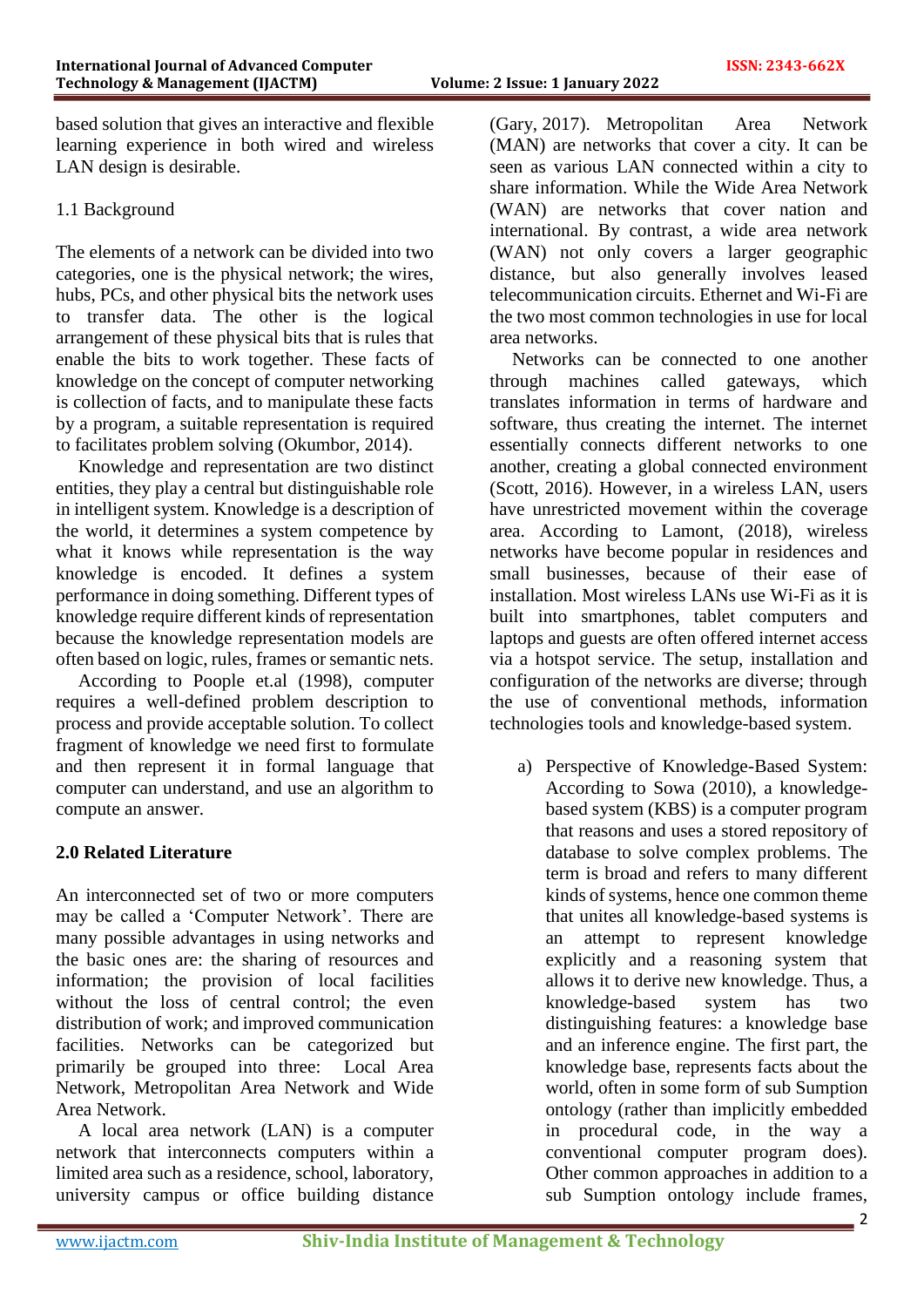based solution that gives an interactive and flexible learning experience in both wired and wireless LAN design is desirable.

### 1.1 Background

The elements of a network can be divided into two categories, one is the physical network; the wires, hubs, PCs, and other physical bits the network uses to transfer data. The other is the logical arrangement of these physical bits that is rules that enable the bits to work together. These facts of knowledge on the concept of computer networking is collection of facts, and to manipulate these facts by a program, a suitable representation is required to facilitates problem solving (Okumbor, 2014).

Knowledge and representation are two distinct entities, they play a central but distinguishable role in intelligent system. Knowledge is a description of the world, it determines a system competence by what it knows while representation is the way knowledge is encoded. It defines a system performance in doing something. Different types of knowledge require different kinds of representation because the knowledge representation models are often based on logic, rules, frames or semantic nets.

According to Poople et.al (1998), computer requires a well-defined problem description to process and provide acceptable solution. To collect fragment of knowledge we need first to formulate and then represent it in formal language that computer can understand, and use an algorithm to compute an answer.

## 2.0 Related Literature

An interconnected set of two or more computers may be called a 'Computer Network'. There are many possible advantages in using networks and the basic ones are: the sharing of resources and information; the provision of local facilities without the loss of central control; the even distribution of work; and improved communication facilities. Networks can be categorized but primarily be grouped into three: Local Area Network, Metropolitan Area Network and Wide Area Network.

A local area network (LAN) is a computer network that interconnects computers within a limited area such as a residence, school, laboratory, university campus or office building distance (Gary, 2017). Metropolitan Area Network (MAN) are networks that cover a city. It can be seen as various LAN connected within a city to share information. While the Wide Area Network (WAN) are networks that cover nation and international. By contrast, a wide area network (WAN) not only covers a larger geographic distance, but also generally involves leased telecommunication circuits. Ethernet and Wi-Fi are the two most common technologies in use for local area networks.

Networks can be connected to one another through machines called gateways, which translates information in terms of hardware and software, thus creating the internet. The internet essentially connects different networks to one another, creating a global connected environment (Scott, 2016). However, in a wireless LAN, users have unrestricted movement within the coverage area. According to Lamont, (2018), wireless networks have become popular in residences and small businesses, because of their ease of installation. Most wireless LANs use Wi-Fi as it is built into smartphones, tablet computers and laptops and guests are often offered internet access via a hotspot service. The setup, installation and configuration of the networks are diverse; through the use of conventional methods, information technologies tools and knowledge-based system.

a) Perspective of Knowledge-Based System: According to Sowa (2010), a knowledge-based system (KBS) is a computer program that reasons and uses a stored repository of database to solve complex problems. The term is broad and refers to many different kinds of systems, hence one common theme that unites all knowledge-based systems is an attempt to represent knowledge explicitly and a reasoning system that allows it to derive new knowledge. Thus, a knowledge-based system has two distinguishing features: a knowledge base and an inference engine. The first part, the knowledge base, represents facts about the world, often in some form of sub Sumption ontology (rather than implicitly embedded in procedural code, in the way a conventional computer program does). Other common approaches in addition to a sub Sumption ontology include frames,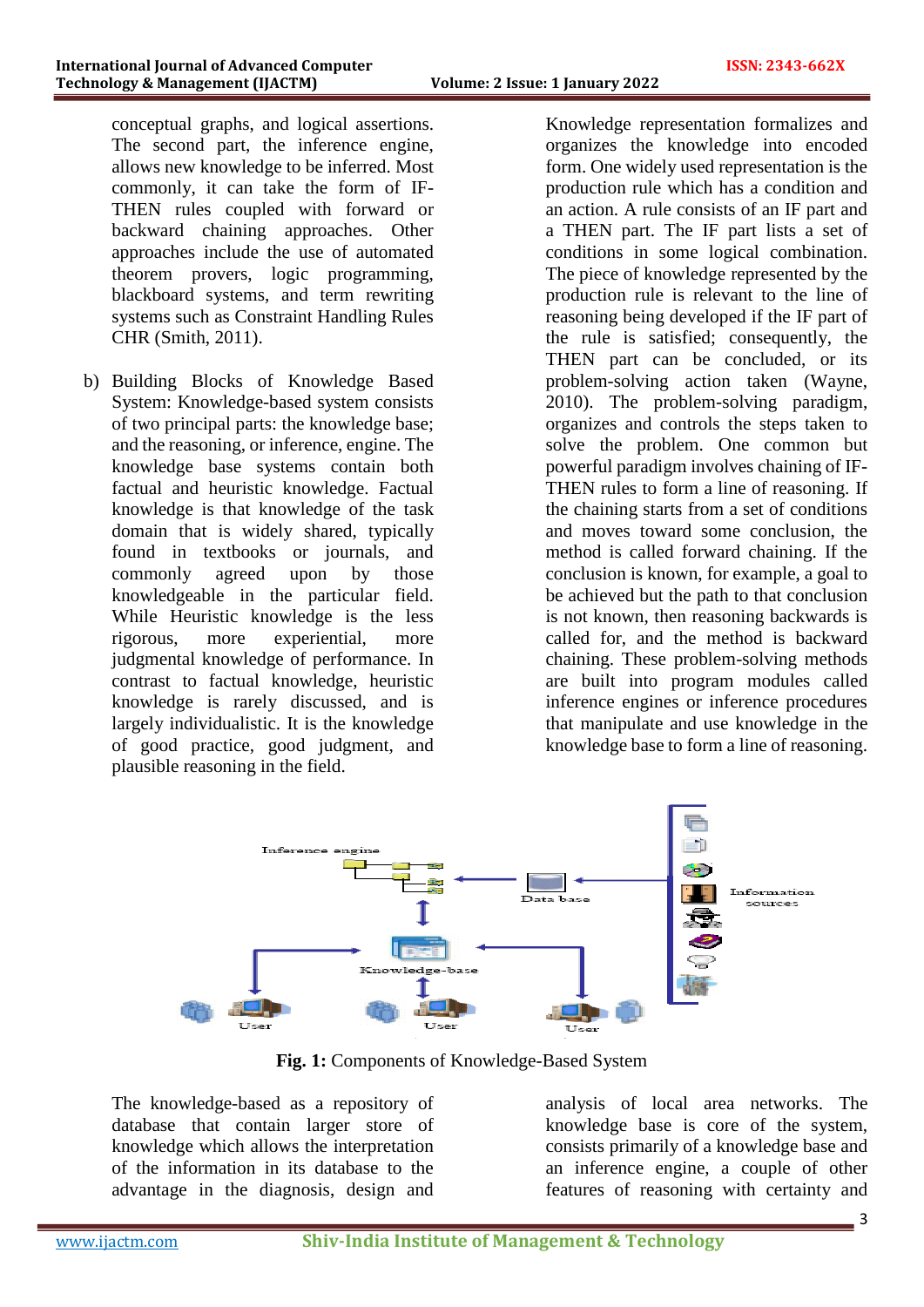conceptual graphs, and logical assertions. The second part, the inference engine, allows new knowledge to be inferred. Most commonly, it can take the form of IF-THEN rules coupled with forward or backward chaining approaches. Other approaches include the use of automated theorem provers, logic programming, blackboard systems, and term rewriting systems such as Constraint Handling Rules CHR (Smith, 2011).

b) Building Blocks of Knowledge Based System: Knowledge-based system consists of two principal parts: the knowledge base; and the reasoning, or inference, engine. The knowledge base systems contain both factual and heuristic knowledge. Factual knowledge is that knowledge of the task domain that is widely shared, typically found in textbooks or journals, and commonly agreed upon by those knowledgeable in the particular field. While Heuristic knowledge is the less rigorous, more experiential, more judgmental knowledge of performance. In contrast to factual knowledge, heuristic knowledge is rarely discussed, and is largely individualistic. It is the knowledge of good practice, good judgment, and plausible reasoning in the field.

Knowledge representation formalizes and organizes the knowledge into encoded form. One widely used representation is the production rule which has a condition and an action. A rule consists of an IF part and a THEN part. The IF part lists a set of conditions in some logical combination. The piece of knowledge represented by the production rule is relevant to the line of reasoning being developed if the IF part of the rule is satisfied; consequently, the THEN part can be concluded, or its problem-solving action taken (Wayne, 2010). The problem-solving paradigm, organizes and controls the steps taken to solve the problem. One common but powerful paradigm involves chaining of IF-THEN rules to form a line of reasoning. If the chaining starts from a set of conditions and moves toward some conclusion, the method is called forward chaining. If the conclusion is known, for example, a goal to be achieved but the path to that conclusion is not known, then reasoning backwards is called for, and the method is backward chaining. These problem-solving methods are built into program modules called inference engines or inference procedures that manipulate and use knowledge in the knowledge base to form a line of reasoning.

**Fig. 1:** Components of Knowledge-Based System

The knowledge-based as a repository of database that contain larger store of knowledge which allows the interpretation of the information in its database to the advantage in the diagnosis, design and analysis of local area networks. The knowledge base is core of the system, consists primarily of a knowledge base and an inference engine, a couple of other features of reasoning with certainty and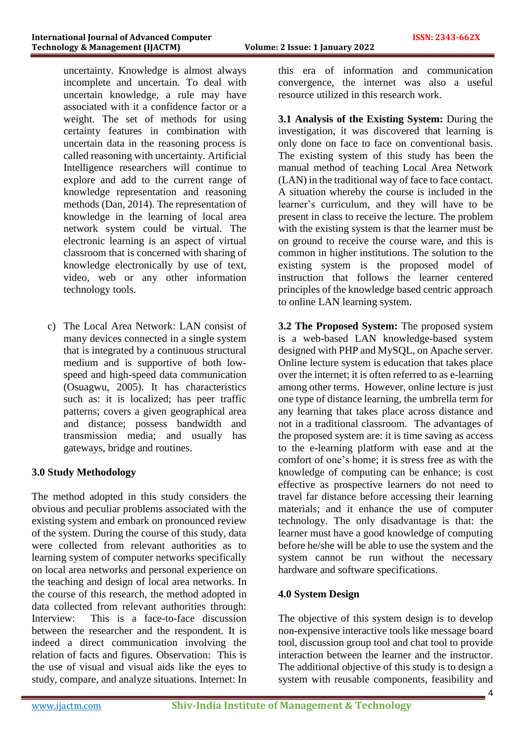uncertainty. Knowledge is almost always incomplete and uncertain. To deal with uncertain knowledge, a rule may have associated with it a confidence factor or a weight. The set of methods for using certainty features in combination with uncertain data in the reasoning process is called reasoning with uncertainty. Artificial Intelligence researchers will continue to explore and add to the current range of knowledge representation and reasoning methods (Dan, 2014). The representation of knowledge in the learning of local area network system could be virtual. The electronic learning is an aspect of virtual classroom that is concerned with sharing of knowledge electronically by use of text, video, web or any other information technology tools.

c) The Local Area Network: LAN consist of many devices connected in a single system that is integrated by a continuous structural medium and is supportive of both low-speed and high-speed data communication (Osuagwu, 2005). It has characteristics such as: it is localized; has peer traffic patterns; covers a given geographical area and distance; possess bandwidth and transmission media; and usually has gateways, bridge and routines.

## 3.0 Study Methodology

The method adopted in this study considers the obvious and peculiar problems associated with the existing system and embark on pronounced review of the system. During the course of this study, data were collected from relevant authorities as to learning system of computer networks specifically on local area networks and personal experience on the teaching and design of local area networks. In the course of this research, the method adopted in data collected from relevant authorities through: Interview: This is a face-to-face discussion between the researcher and the respondent. It is indeed a direct communication involving the relation of facts and figures. Observation: This is the use of visual and visual aids like the eyes to study, compare, and analyze situations. Internet: In this era of information and communication convergence, the internet was also a useful resource utilized in this research work.

**3.1 Analysis of the Existing System:** During the investigation, it was discovered that learning is only done on face to face on conventional basis. The existing system of this study has been the manual method of teaching Local Area Network (LAN) in the traditional way of face to face contact. A situation whereby the course is included in the learner's curriculum, and they will have to be present in class to receive the lecture. The problem with the existing system is that the learner must be on ground to receive the course ware, and this is common in higher institutions. The solution to the existing system is the proposed model of instruction that follows the learner centered principles of the knowledge based centric approach to online LAN learning system.

**3.2 The Proposed System:** The proposed system is a web-based LAN knowledge-based system designed with PHP and MySQL, on Apache server. Online lecture system is education that takes place over the internet; it is often referred to as e-learning among other terms. However, online lecture is just one type of distance learning, the umbrella term for any learning that takes place across distance and not in a traditional classroom. The advantages of the proposed system are: it is time saving as access to the e-learning platform with ease and at the comfort of one's home; it is stress free as with the knowledge of computing can be enhance; is cost effective as prospective learners do not need to travel far distance before accessing their learning materials; and it enhance the use of computer technology. The only disadvantage is that: the learner must have a good knowledge of computing before he/she will be able to use the system and the system cannot be run without the necessary hardware and software specifications.

## 4.0 System Design

The objective of this system design is to develop non-expensive interactive tools like message board tool, discussion group tool and chat tool to provide interaction between the learner and the instructor. The additional objective of this study is to design a system with reusable components, feasibility and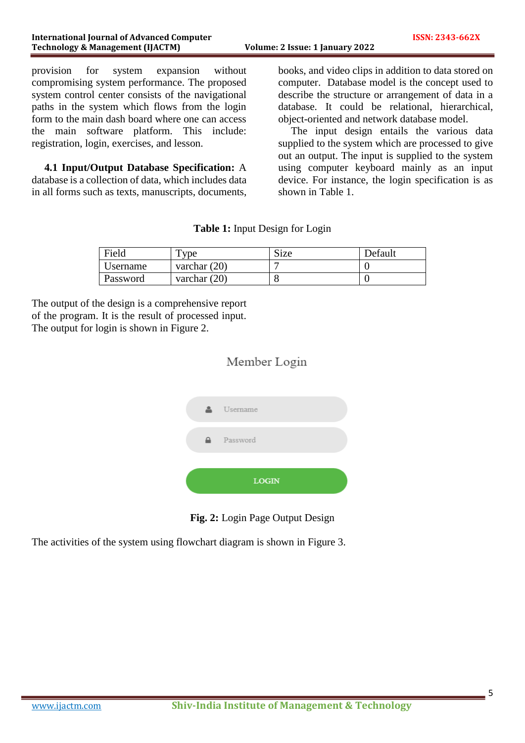provision for system expansion without compromising system performance. The proposed system control center consists of the navigational paths in the system which flows from the login form to the main dash board where one can access the main software platform. This include: registration, login, exercises, and lesson.

**4.1 Input/Output Database Specification:** A database is a collection of data, which includes data in all forms such as texts, manuscripts, documents, books, and video clips in addition to data stored on computer. Database model is the concept used to describe the structure or arrangement of data in a database. It could be relational, hierarchical, object-oriented and network database model.

The input design entails the various data supplied to the system which are processed to give out an output. The input is supplied to the system using computer keyboard mainly as an input device. For instance, the login specification is as shown in Table 1.

**Table 1:** Input Design for Login

| Field | Type | Size | Default |
|---|---|---|---|
| Username | varchar (20) | 7 | 0 |
| Password | varchar (20) | 8 | 0 |

The output of the design is a comprehensive report of the program. It is the result of processed input. The output for login is shown in Figure 2.

Member Login

Username

Password

LOGIN

**Fig. 2:** Login Page Output Design

The activities of the system using flowchart diagram is shown in Figure 3.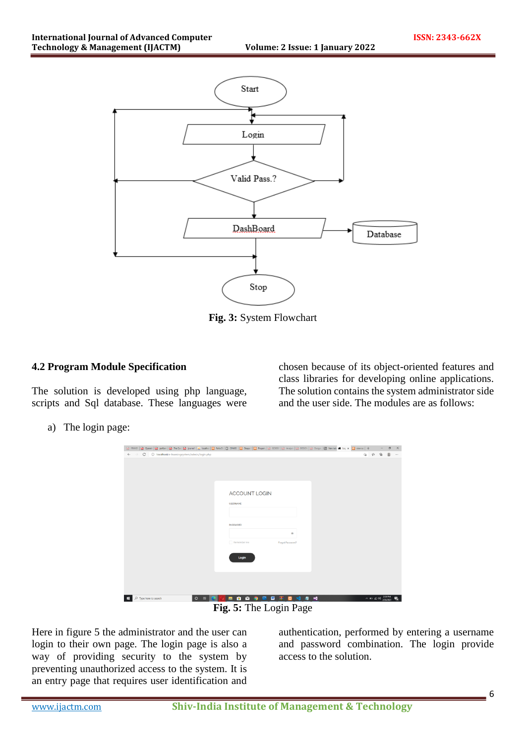Fig. 3: System Flowchart

### 4.2 Program Module Specification

The solution is developed using php language, scripts and Sql database. These languages were chosen because of its object-oriented features and class libraries for developing online applications. The solution contains the system administrator side and the user side. The modules are as follows:

a) The login page:

**Fig. 5:** The Login Page

Here in figure 5 the administrator and the user can login to their own page. The login page is also a way of providing security to the system by preventing unauthorized access to the system. It is an entry page that requires user identification and authentication, performed by entering a username and password combination. The login provide access to the solution.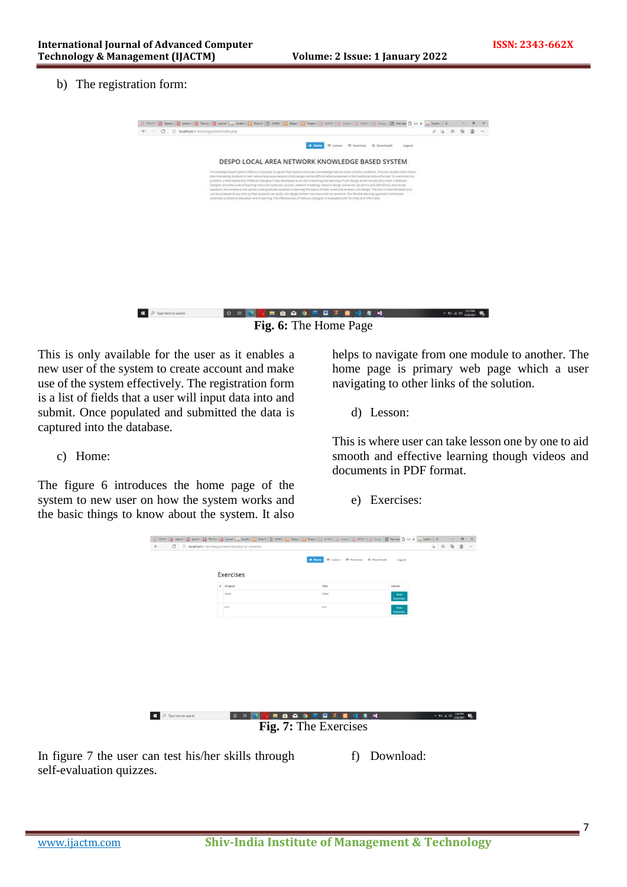b) The registration form:

**Fig. 6:** The Home Page

This is only available for the user as it enables a new user of the system to create account and make use of the system effectively. The registration form is a list of fields that a user will input data into and submit. Once populated and submitted the data is captured into the database.

c) Home:

The figure 6 introduces the home page of the system to new user on how the system works and the basic things to know about the system. It also helps to navigate from one module to another. The home page is primary web page which a user navigating to other links of the solution.

d) Lesson:

This is where user can take lesson one by one to aid smooth and effective learning though videos and documents in PDF format.

e) Exercises:

**Fig. 7:** The Exercises

In figure 7 the user can test his/her skills through self-evaluation quizzes.

f) Download: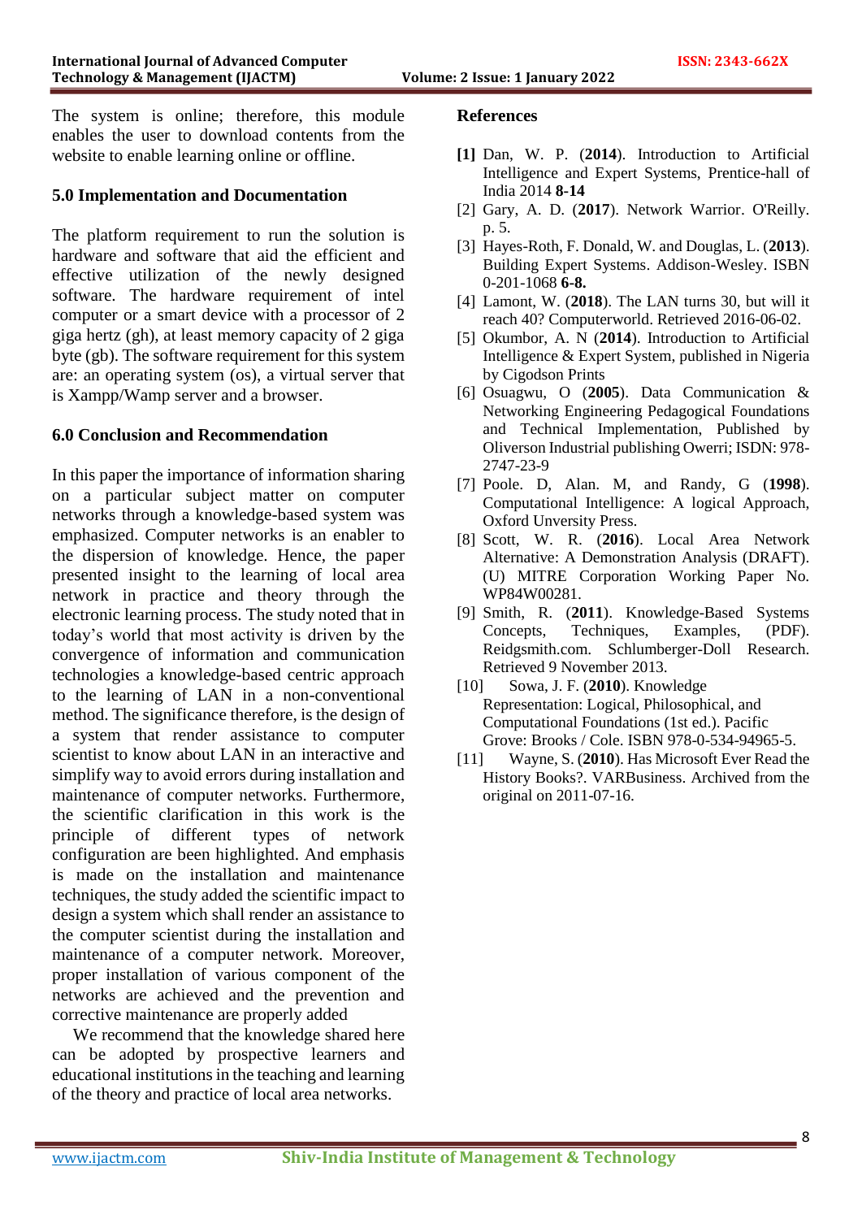The system is online; therefore, this module enables the user to download contents from the website to enable learning online or offline.

## 5.0 Implementation and Documentation

The platform requirement to run the solution is hardware and software that aid the efficient and effective utilization of the newly designed software. The hardware requirement of intel computer or a smart device with a processor of 2 giga hertz (gh), at least memory capacity of 2 giga byte (gb). The software requirement for this system are: an operating system (os), a virtual server that is Xampp/Wamp server and a browser.

## 6.0 Conclusion and Recommendation

In this paper the importance of information sharing on a particular subject matter on computer networks through a knowledge-based system was emphasized. Computer networks is an enabler to the dispersion of knowledge. Hence, the paper presented insight to the learning of local area network in practice and theory through the electronic learning process. The study noted that in today's world that most activity is driven by the convergence of information and communication technologies a knowledge-based centric approach to the learning of LAN in a non-conventional method. The significance therefore, is the design of a system that render assistance to computer scientist to know about LAN in an interactive and simplify way to avoid errors during installation and maintenance of computer networks. Furthermore, the scientific clarification in this work is the principle of different types of network configuration are been highlighted. And emphasis is made on the installation and maintenance techniques, the study added the scientific impact to design a system which shall render an assistance to the computer scientist during the installation and maintenance of a computer network. Moreover, proper installation of various component of the networks are achieved and the prevention and corrective maintenance are properly added

We recommend that the knowledge shared here can be adopted by prospective learners and educational institutions in the teaching and learning of the theory and practice of local area networks.

## References

**[1]** Dan, W. P. (**2014**). Introduction to Artificial Intelligence and Expert Systems, Prentice-hall of India 2014 **8-14**

[2] Gary, A. D. (**2017**). Network Warrior. O'Reilly. p. 5.

[3] Hayes-Roth, F. Donald, W. and Douglas, L. (**2013**). Building Expert Systems. Addison-Wesley. ISBN 0-201-1068 **6-8.**

[4] Lamont, W. (**2018**). The LAN turns 30, but will it reach 40? Computerworld. Retrieved 2016-06-02.

[5] Okumbor, A. N (**2014**). Introduction to Artificial Intelligence & Expert System, published in Nigeria by Cigodson Prints

[6] Osuagwu, O (**2005**). Data Communication & Networking Engineering Pedagogical Foundations and Technical Implementation, Published by Oliverson Industrial publishing Owerri; ISDN: 978-2747-23-9

[7] Poole. D, Alan. M, and Randy, G (**1998**). Computational Intelligence: A logical Approach, Oxford Unversity Press.

[8] Scott, W. R. (**2016**). Local Area Network Alternative: A Demonstration Analysis (DRAFT). (U) MITRE Corporation Working Paper No. WP84W00281.

[9] Smith, R. (**2011**). Knowledge-Based Systems Concepts, Techniques, Examples, (PDF). Reidgsmith.com. Schlumberger-Doll Research. Retrieved 9 November 2013.

[10] Sowa, J. F. (**2010**). Knowledge Representation: Logical, Philosophical, and Computational Foundations (1st ed.). Pacific Grove: Brooks / Cole. ISBN 978-0-534-94965-5.

[11] Wayne, S. (**2010**). Has Microsoft Ever Read the History Books?. VARBusiness. Archived from the original on 2011-07-16.